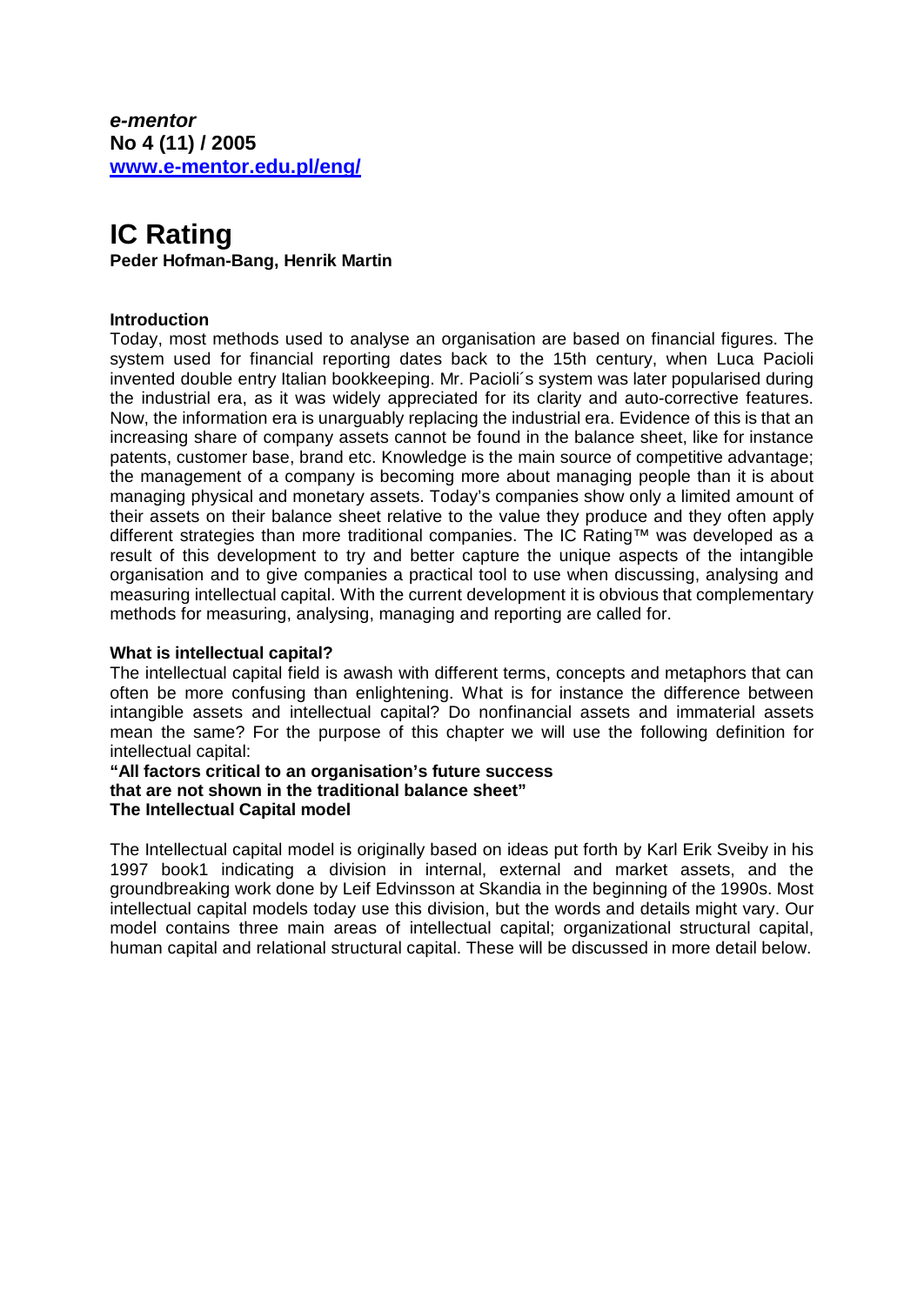***e-mentor***
**No 4 (11) / 2005**
**[www.e-mentor.edu.pl/eng/](www.e-mentor.edu.pl/eng/)**

# IC Rating

**Peder Hofman-Bang, Henrik Martin**

### Introduction

Today, most methods used to analyse an organisation are based on financial figures. The system used for financial reporting dates back to the 15th century, when Luca Pacioli invented double entry Italian bookkeeping. Mr. Pacioli´s system was later popularised during the industrial era, as it was widely appreciated for its clarity and auto-corrective features. Now, the information era is unarguably replacing the industrial era. Evidence of this is that an increasing share of company assets cannot be found in the balance sheet, like for instance patents, customer base, brand etc. Knowledge is the main source of competitive advantage; the management of a company is becoming more about managing people than it is about managing physical and monetary assets. Today's companies show only a limited amount of their assets on their balance sheet relative to the value they produce and they often apply different strategies than more traditional companies. The IC Rating™ was developed as a result of this development to try and better capture the unique aspects of the intangible organisation and to give companies a practical tool to use when discussing, analysing and measuring intellectual capital. With the current development it is obvious that complementary methods for measuring, analysing, managing and reporting are called for.

### What is intellectual capital?

The intellectual capital field is awash with different terms, concepts and metaphors that can often be more confusing than enlightening. What is for instance the difference between intangible assets and intellectual capital? Do nonfinancial assets and immaterial assets mean the same? For the purpose of this chapter we will use the following definition for intellectual capital:

**"All factors critical to an organisation's future success that are not shown in the traditional balance sheet"**

### The Intellectual Capital model

The Intellectual capital model is originally based on ideas put forth by Karl Erik Sveiby in his 1997 book[1] indicating a division in internal, external and market assets, and the groundbreaking work done by Leif Edvinsson at Skandia in the beginning of the 1990s. Most intellectual capital models today use this division, but the words and details might vary. Our model contains three main areas of intellectual capital; organizational structural capital, human capital and relational structural capital. These will be discussed in more detail below.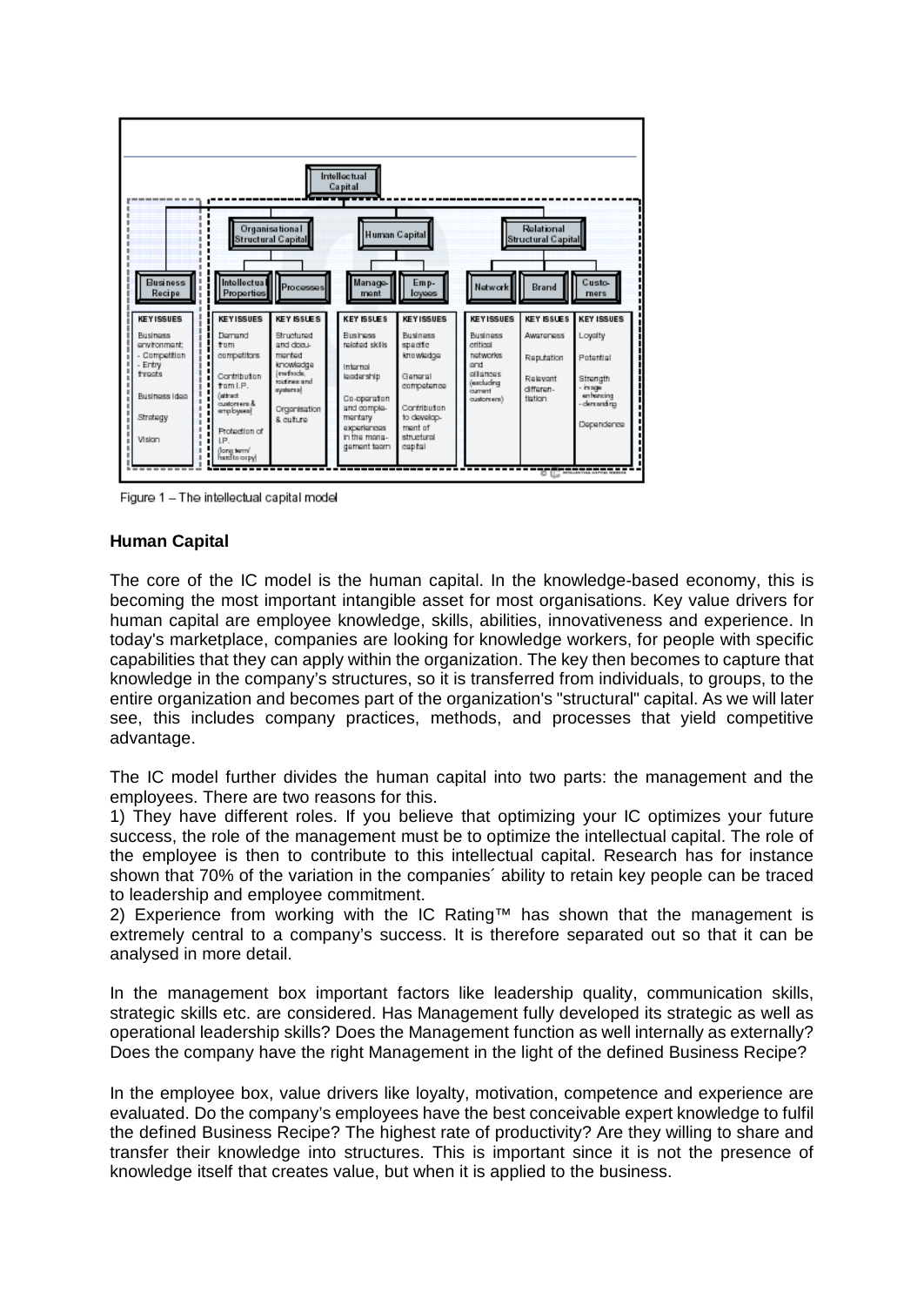| Intellectual Capital | | | | | | | |
|---|---|---|---|---|---|---|---|
| | Organisational Structural Capital | | Human Capital | | Relational Structural Capital | | |
| Business Recipe | Intellectual Properties | Processes | Management | Employees | Network | Brand | Customers |
| KEY ISSUES | KEY ISSUES | KEY ISSUES | KEY ISSUES | KEY ISSUES | KEY ISSUES | KEY ISSUES | KEY ISSUES |
| Business environment; - Competition - Entry threats<br>Business idea<br>Strategy<br>Vision | Demand from competitors<br>Contribution from I.P. (attract customers & employees)<br>Protection of I.P. (long term/ hard to copy) | Structured and documented knowledge (methods, routines and systems)<br>Organisation & culture | Business related skills<br>Internal leadership<br>Co-operation and complementary experiences in the management team | Business specific knowledge<br>General competence<br>Contribution to development of structural capital | Business critical networks and alliances (excluding current customers) | Awareness<br>Reputation<br>Relevant differentiation | Loyalty<br>Potential<br>Strength - image enhancing - demanding<br>Dependence |

Figure 1 – The intellectual capital model

## Human Capital

The core of the IC model is the human capital. In the knowledge-based economy, this is becoming the most important intangible asset for most organisations. Key value drivers for human capital are employee knowledge, skills, abilities, innovativeness and experience. In today's marketplace, companies are looking for knowledge workers, for people with specific capabilities that they can apply within the organization. The key then becomes to capture that knowledge in the company's structures, so it is transferred from individuals, to groups, to the entire organization and becomes part of the organization's "structural" capital. As we will later see, this includes company practices, methods, and processes that yield competitive advantage.

The IC model further divides the human capital into two parts: the management and the employees. There are two reasons for this.

1) They have different roles. If you believe that optimizing your IC optimizes your future success, the role of the management must be to optimize the intellectual capital. The role of the employee is then to contribute to this intellectual capital. Research has for instance shown that 70% of the variation in the companies´ ability to retain key people can be traced to leadership and employee commitment.

2) Experience from working with the IC Rating™ has shown that the management is extremely central to a company's success. It is therefore separated out so that it can be analysed in more detail.

In the management box important factors like leadership quality, communication skills, strategic skills etc. are considered. Has Management fully developed its strategic as well as operational leadership skills? Does the Management function as well internally as externally? Does the company have the right Management in the light of the defined Business Recipe?

In the employee box, value drivers like loyalty, motivation, competence and experience are evaluated. Do the company's employees have the best conceivable expert knowledge to fulfil the defined Business Recipe? The highest rate of productivity? Are they willing to share and transfer their knowledge into structures. This is important since it is not the presence of knowledge itself that creates value, but when it is applied to the business.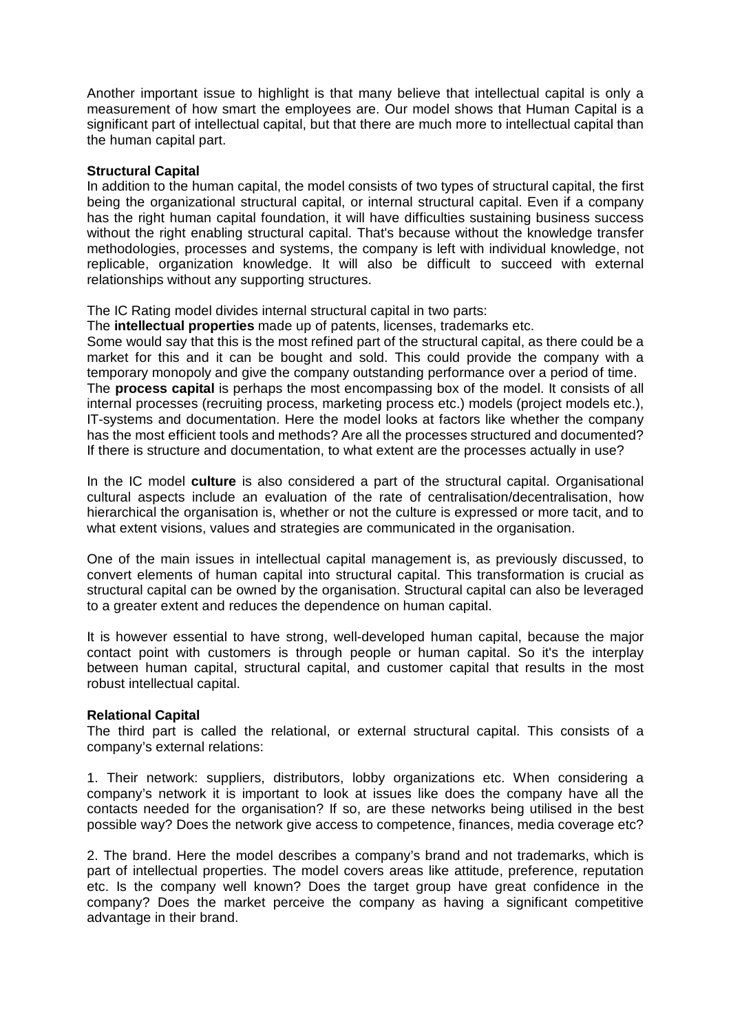Another important issue to highlight is that many believe that intellectual capital is only a measurement of how smart the employees are. Our model shows that Human Capital is a significant part of intellectual capital, but that there are much more to intellectual capital than the human capital part.

**Structural Capital**

In addition to the human capital, the model consists of two types of structural capital, the first being the organizational structural capital, or internal structural capital. Even if a company has the right human capital foundation, it will have difficulties sustaining business success without the right enabling structural capital. That's because without the knowledge transfer methodologies, processes and systems, the company is left with individual knowledge, not replicable, organization knowledge. It will also be difficult to succeed with external relationships without any supporting structures.

The IC Rating model divides internal structural capital in two parts:

The **intellectual properties** made up of patents, licenses, trademarks etc.

Some would say that this is the most refined part of the structural capital, as there could be a market for this and it can be bought and sold. This could provide the company with a temporary monopoly and give the company outstanding performance over a period of time.

The **process capital** is perhaps the most encompassing box of the model. It consists of all internal processes (recruiting process, marketing process etc.) models (project models etc.), IT-systems and documentation. Here the model looks at factors like whether the company has the most efficient tools and methods? Are all the processes structured and documented? If there is structure and documentation, to what extent are the processes actually in use?

In the IC model **culture** is also considered a part of the structural capital. Organisational cultural aspects include an evaluation of the rate of centralisation/decentralisation, how hierarchical the organisation is, whether or not the culture is expressed or more tacit, and to what extent visions, values and strategies are communicated in the organisation.

One of the main issues in intellectual capital management is, as previously discussed, to convert elements of human capital into structural capital. This transformation is crucial as structural capital can be owned by the organisation. Structural capital can also be leveraged to a greater extent and reduces the dependence on human capital.

It is however essential to have strong, well-developed human capital, because the major contact point with customers is through people or human capital. So it's the interplay between human capital, structural capital, and customer capital that results in the most robust intellectual capital.

**Relational Capital**

The third part is called the relational, or external structural capital. This consists of a company's external relations:

1. Their network: suppliers, distributors, lobby organizations etc. When considering a company's network it is important to look at issues like does the company have all the contacts needed for the organisation? If so, are these networks being utilised in the best possible way? Does the network give access to competence, finances, media coverage etc?

2. The brand. Here the model describes a company's brand and not trademarks, which is part of intellectual properties. The model covers areas like attitude, preference, reputation etc. Is the company well known? Does the target group have great confidence in the company? Does the market perceive the company as having a significant competitive advantage in their brand.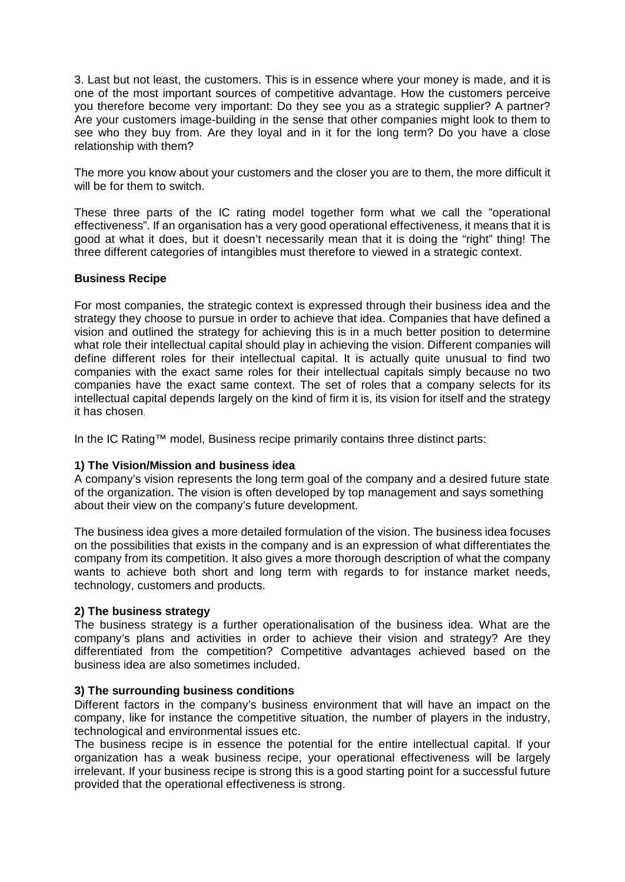3. Last but not least, the customers. This is in essence where your money is made, and it is one of the most important sources of competitive advantage. How the customers perceive you therefore become very important: Do they see you as a strategic supplier? A partner? Are your customers image-building in the sense that other companies might look to them to see who they buy from. Are they loyal and in it for the long term? Do you have a close relationship with them?

The more you know about your customers and the closer you are to them, the more difficult it will be for them to switch.

These three parts of the IC rating model together form what we call the "operational effectiveness". If an organisation has a very good operational effectiveness, it means that it is good at what it does, but it doesn't necessarily mean that it is doing the "right" thing! The three different categories of intangibles must therefore to viewed in a strategic context.

**Business Recipe**

For most companies, the strategic context is expressed through their business idea and the strategy they choose to pursue in order to achieve that idea. Companies that have defined a vision and outlined the strategy for achieving this is in a much better position to determine what role their intellectual capital should play in achieving the vision. Different companies will define different roles for their intellectual capital. It is actually quite unusual to find two companies with the exact same roles for their intellectual capitals simply because no two companies have the exact same context. The set of roles that a company selects for its intellectual capital depends largely on the kind of firm it is, its vision for itself and the strategy it has chosen.

In the IC Rating™ model, Business recipe primarily contains three distinct parts:

**1) The Vision/Mission and business idea**
A company's vision represents the long term goal of the company and a desired future state of the organization. The vision is often developed by top management and says something about their view on the company's future development.

The business idea gives a more detailed formulation of the vision. The business idea focuses on the possibilities that exists in the company and is an expression of what differentiates the company from its competition. It also gives a more thorough description of what the company wants to achieve both short and long term with regards to for instance market needs, technology, customers and products.

**2) The business strategy**
The business strategy is a further operationalisation of the business idea. What are the company's plans and activities in order to achieve their vision and strategy? Are they differentiated from the competition? Competitive advantages achieved based on the business idea are also sometimes included.

**3) The surrounding business conditions**
Different factors in the company's business environment that will have an impact on the company, like for instance the competitive situation, the number of players in the industry, technological and environmental issues etc.
The business recipe is in essence the potential for the entire intellectual capital. If your organization has a weak business recipe, your operational effectiveness will be largely irrelevant. If your business recipe is strong this is a good starting point for a successful future provided that the operational effectiveness is strong.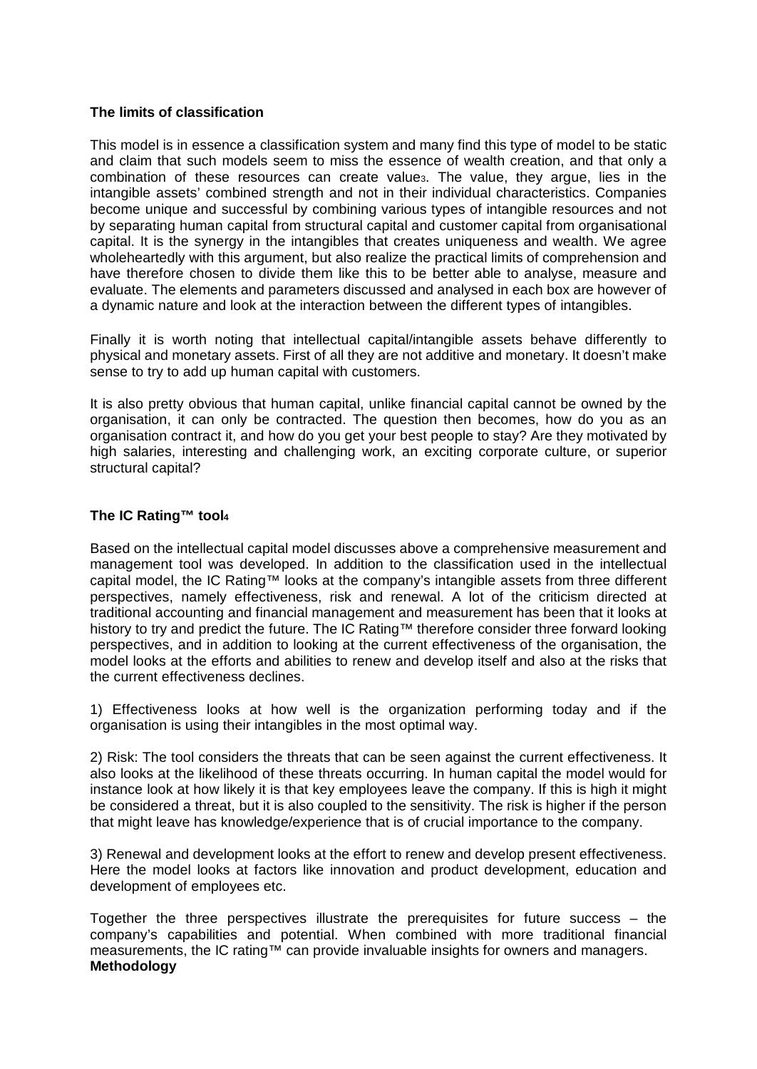**The limits of classification**

This model is in essence a classification system and many find this type of model to be static and claim that such models seem to miss the essence of wealth creation, and that only a combination of these resources can create value[3]. The value, they argue, lies in the intangible assets' combined strength and not in their individual characteristics. Companies become unique and successful by combining various types of intangible resources and not by separating human capital from structural capital and customer capital from organisational capital. It is the synergy in the intangibles that creates uniqueness and wealth. We agree wholeheartedly with this argument, but also realize the practical limits of comprehension and have therefore chosen to divide them like this to be better able to analyse, measure and evaluate. The elements and parameters discussed and analysed in each box are however of a dynamic nature and look at the interaction between the different types of intangibles.

Finally it is worth noting that intellectual capital/intangible assets behave differently to physical and monetary assets. First of all they are not additive and monetary. It doesn't make sense to try to add up human capital with customers.

It is also pretty obvious that human capital, unlike financial capital cannot be owned by the organisation, it can only be contracted. The question then becomes, how do you as an organisation contract it, and how do you get your best people to stay? Are they motivated by high salaries, interesting and challenging work, an exciting corporate culture, or superior structural capital?

**The IC Rating™ tool[4]**

Based on the intellectual capital model discusses above a comprehensive measurement and management tool was developed. In addition to the classification used in the intellectual capital model, the IC Rating™ looks at the company's intangible assets from three different perspectives, namely effectiveness, risk and renewal. A lot of the criticism directed at traditional accounting and financial management and measurement has been that it looks at history to try and predict the future. The IC Rating™ therefore consider three forward looking perspectives, and in addition to looking at the current effectiveness of the organisation, the model looks at the efforts and abilities to renew and develop itself and also at the risks that the current effectiveness declines.

1) Effectiveness looks at how well is the organization performing today and if the organisation is using their intangibles in the most optimal way.

2) Risk: The tool considers the threats that can be seen against the current effectiveness. It also looks at the likelihood of these threats occurring. In human capital the model would for instance look at how likely it is that key employees leave the company. If this is high it might be considered a threat, but it is also coupled to the sensitivity. The risk is higher if the person that might leave has knowledge/experience that is of crucial importance to the company.

3) Renewal and development looks at the effort to renew and develop present effectiveness. Here the model looks at factors like innovation and product development, education and development of employees etc.

Together the three perspectives illustrate the prerequisites for future success – the company's capabilities and potential. When combined with more traditional financial measurements, the IC rating™ can provide invaluable insights for owners and managers.

**Methodology**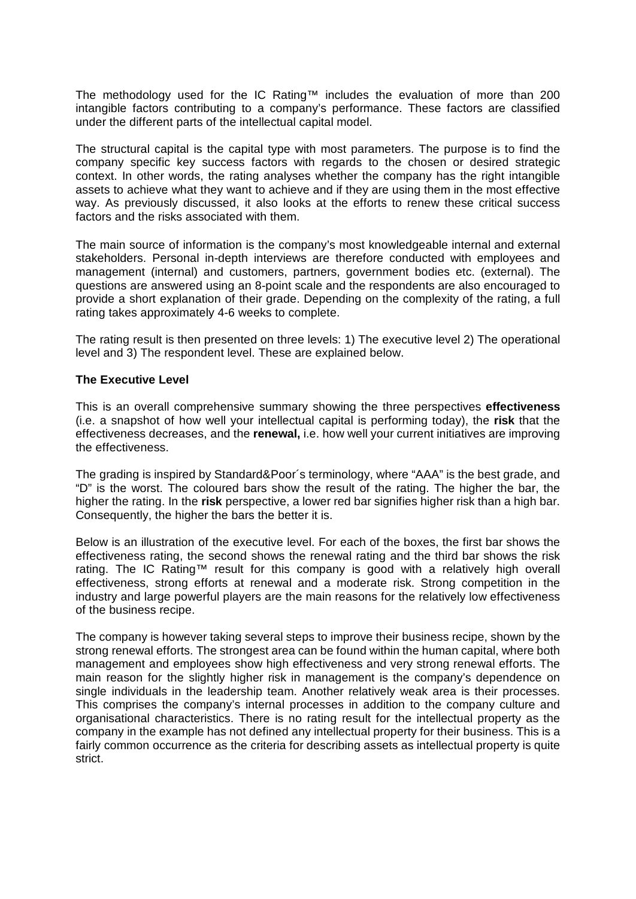The methodology used for the IC Rating™ includes the evaluation of more than 200 intangible factors contributing to a company's performance. These factors are classified under the different parts of the intellectual capital model.

The structural capital is the capital type with most parameters. The purpose is to find the company specific key success factors with regards to the chosen or desired strategic context. In other words, the rating analyses whether the company has the right intangible assets to achieve what they want to achieve and if they are using them in the most effective way. As previously discussed, it also looks at the efforts to renew these critical success factors and the risks associated with them.

The main source of information is the company's most knowledgeable internal and external stakeholders. Personal in-depth interviews are therefore conducted with employees and management (internal) and customers, partners, government bodies etc. (external). The questions are answered using an 8-point scale and the respondents are also encouraged to provide a short explanation of their grade. Depending on the complexity of the rating, a full rating takes approximately 4-6 weeks to complete.

The rating result is then presented on three levels: 1) The executive level 2) The operational level and 3) The respondent level. These are explained below.

**The Executive Level**

This is an overall comprehensive summary showing the three perspectives **effectiveness** (i.e. a snapshot of how well your intellectual capital is performing today), the **risk** that the effectiveness decreases, and the **renewal,** i.e. how well your current initiatives are improving the effectiveness.

The grading is inspired by Standard&Poor´s terminology, where "AAA" is the best grade, and "D" is the worst. The coloured bars show the result of the rating. The higher the bar, the higher the rating. In the **risk** perspective, a lower red bar signifies higher risk than a high bar. Consequently, the higher the bars the better it is.

Below is an illustration of the executive level. For each of the boxes, the first bar shows the effectiveness rating, the second shows the renewal rating and the third bar shows the risk rating. The IC Rating™ result for this company is good with a relatively high overall effectiveness, strong efforts at renewal and a moderate risk. Strong competition in the industry and large powerful players are the main reasons for the relatively low effectiveness of the business recipe.

The company is however taking several steps to improve their business recipe, shown by the strong renewal efforts. The strongest area can be found within the human capital, where both management and employees show high effectiveness and very strong renewal efforts. The main reason for the slightly higher risk in management is the company's dependence on single individuals in the leadership team. Another relatively weak area is their processes. This comprises the company's internal processes in addition to the company culture and organisational characteristics. There is no rating result for the intellectual property as the company in the example has not defined any intellectual property for their business. This is a fairly common occurrence as the criteria for describing assets as intellectual property is quite strict.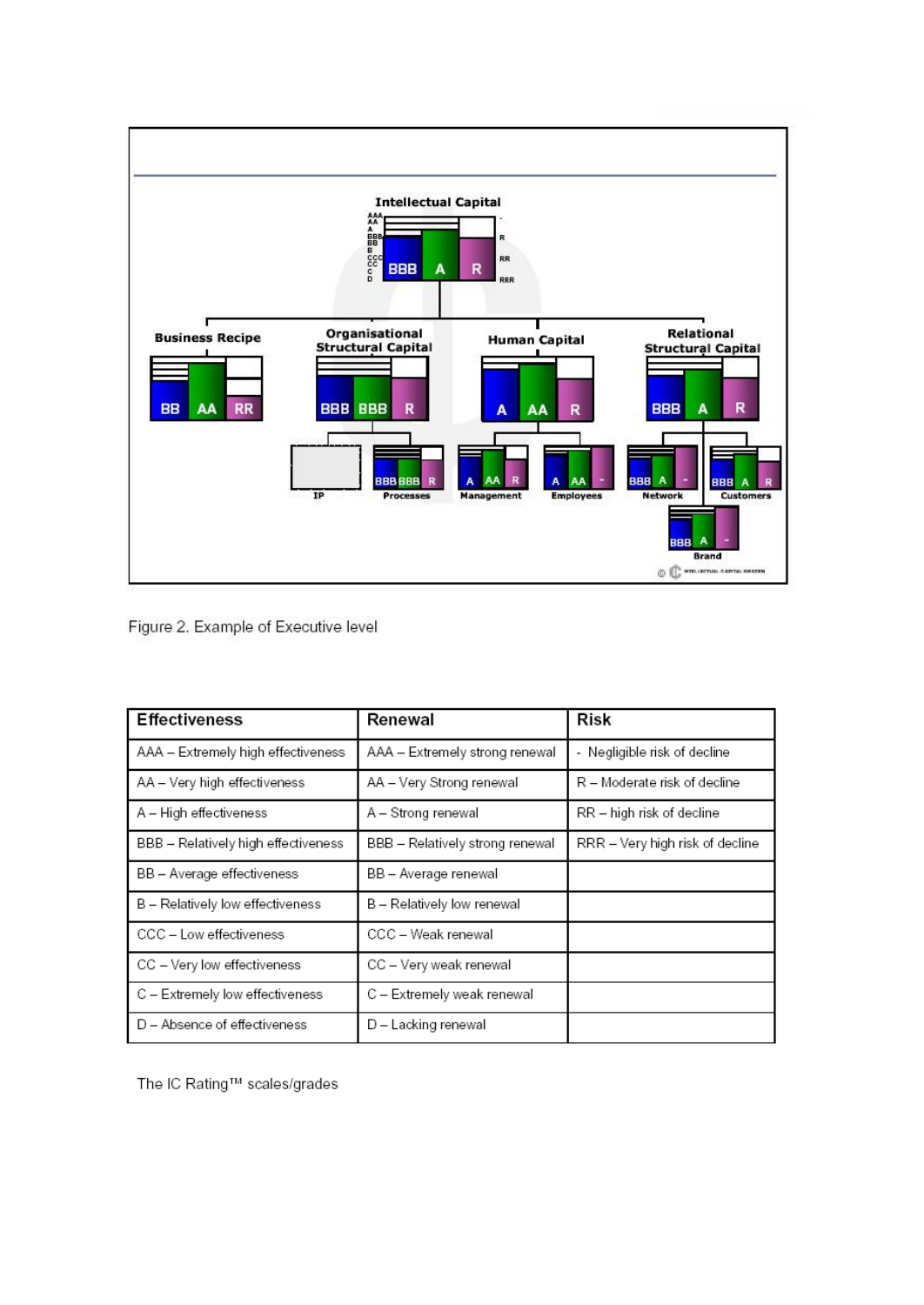Figure 2. Example of Executive level

| Effectiveness | Renewal | Risk |
|---|---|---|
| AAA – Extremely high effectiveness | AAA – Extremely strong renewal | - Negligible risk of decline |
| AA – Very high effectiveness | AA – Very Strong renewal | R – Moderate risk of decline |
| A – High effectiveness | A – Strong renewal | RR – high risk of decline |
| BBB – Relatively high effectiveness | BBB – Relatively strong renewal | RRR – Very high risk of decline |
| BB – Average effectiveness | BB – Average renewal | |
| B – Relatively low effectiveness | B – Relatively low renewal | |
| CCC – Low effectiveness | CCC – Weak renewal | |
| CC – Very low effectiveness | CC – Very weak renewal | |
| C – Extremely low effectiveness | C – Extremely weak renewal | |
| D – Absence of effectiveness | D – Lacking renewal | |

The IC Rating™ scales/grades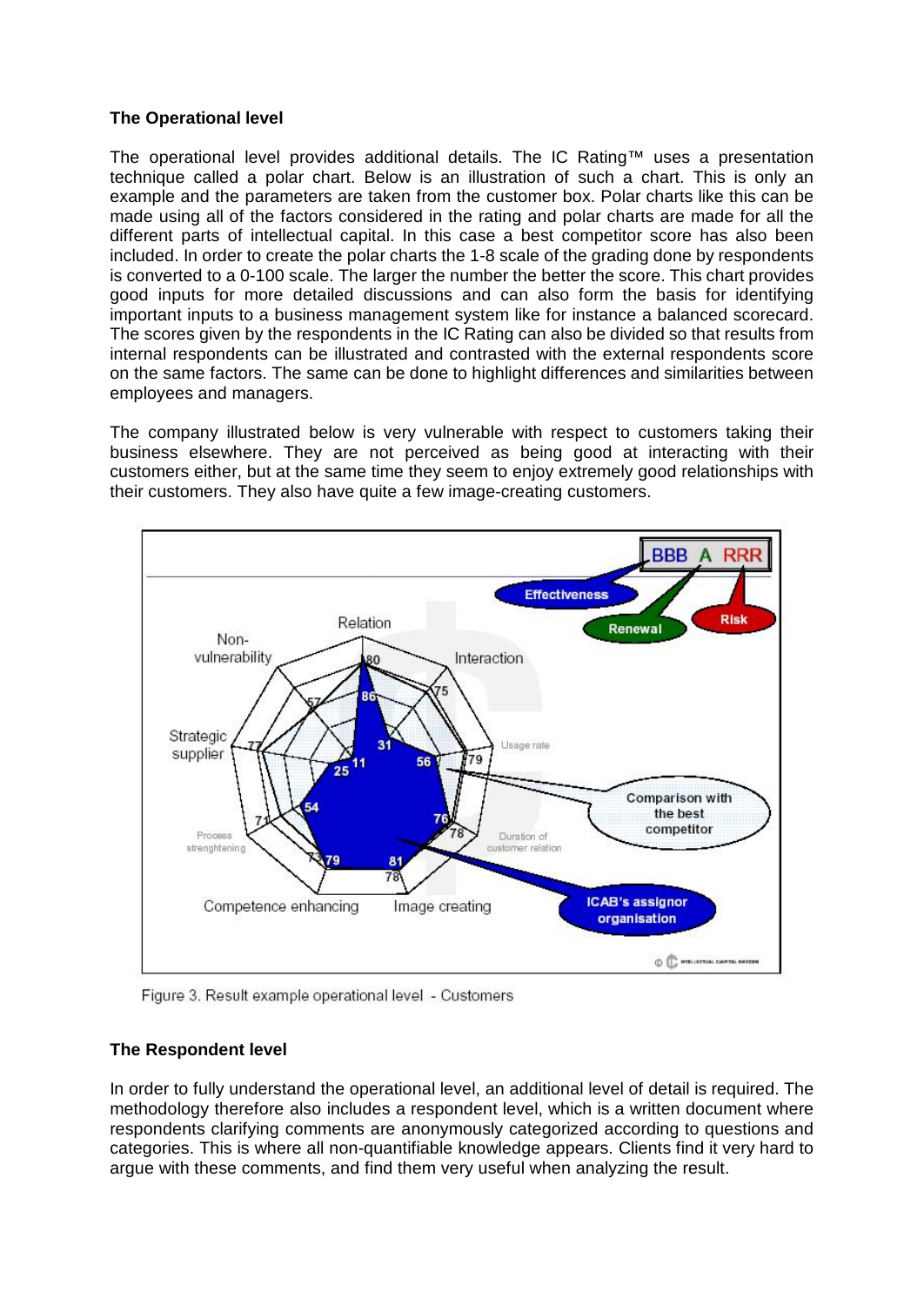### The Operational level

The operational level provides additional details. The IC Rating™ uses a presentation technique called a polar chart. Below is an illustration of such a chart. This is only an example and the parameters are taken from the customer box. Polar charts like this can be made using all of the factors considered in the rating and polar charts are made for all the different parts of intellectual capital. In this case a best competitor score has also been included. In order to create the polar charts the 1-8 scale of the grading done by respondents is converted to a 0-100 scale. The larger the number the better the score. This chart provides good inputs for more detailed discussions and can also form the basis for identifying important inputs to a business management system like for instance a balanced scorecard. The scores given by the respondents in the IC Rating can also be divided so that results from internal respondents can be illustrated and contrasted with the external respondents score on the same factors. The same can be done to highlight differences and similarities between employees and managers.

The company illustrated below is very vulnerable with respect to customers taking their business elsewhere. They are not perceived as being good at interacting with their customers either, but at the same time they seem to enjoy extremely good relationships with their customers. They also have quite a few image-creating customers.

Figure 3. Result example operational level - Customers

### The Respondent level

In order to fully understand the operational level, an additional level of detail is required. The methodology therefore also includes a respondent level, which is a written document where respondents clarifying comments are anonymously categorized according to questions and categories. This is where all non-quantifiable knowledge appears. Clients find it very hard to argue with these comments, and find them very useful when analyzing the result.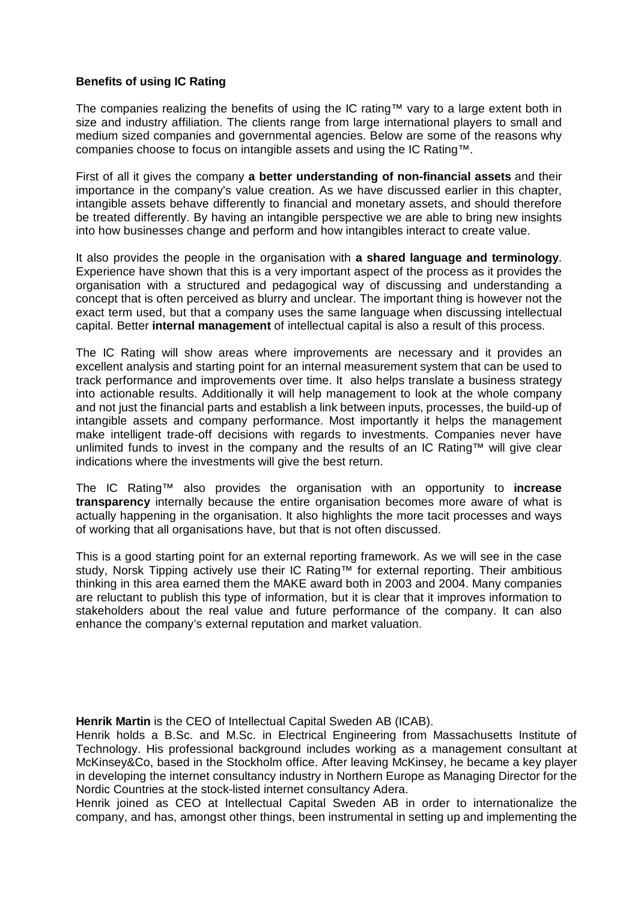**Benefits of using IC Rating**

The companies realizing the benefits of using the IC rating™ vary to a large extent both in size and industry affiliation. The clients range from large international players to small and medium sized companies and governmental agencies. Below are some of the reasons why companies choose to focus on intangible assets and using the IC Rating™.

First of all it gives the company **a better understanding of non-financial assets** and their importance in the company's value creation. As we have discussed earlier in this chapter, intangible assets behave differently to financial and monetary assets, and should therefore be treated differently. By having an intangible perspective we are able to bring new insights into how businesses change and perform and how intangibles interact to create value.

It also provides the people in the organisation with **a shared language and terminology**. Experience have shown that this is a very important aspect of the process as it provides the organisation with a structured and pedagogical way of discussing and understanding a concept that is often perceived as blurry and unclear. The important thing is however not the exact term used, but that a company uses the same language when discussing intellectual capital. Better **internal management** of intellectual capital is also a result of this process.

The IC Rating will show areas where improvements are necessary and it provides an excellent analysis and starting point for an internal measurement system that can be used to track performance and improvements over time. It also helps translate a business strategy into actionable results. Additionally it will help management to look at the whole company and not just the financial parts and establish a link between inputs, processes, the build-up of intangible assets and company performance. Most importantly it helps the management make intelligent trade-off decisions with regards to investments. Companies never have unlimited funds to invest in the company and the results of an IC Rating™ will give clear indications where the investments will give the best return.

The IC Rating™ also provides the organisation with an opportunity to **increase transparency** internally because the entire organisation becomes more aware of what is actually happening in the organisation. It also highlights the more tacit processes and ways of working that all organisations have, but that is not often discussed.

This is a good starting point for an external reporting framework. As we will see in the case study, Norsk Tipping actively use their IC Rating™ for external reporting. Their ambitious thinking in this area earned them the MAKE award both in 2003 and 2004. Many companies are reluctant to publish this type of information, but it is clear that it improves information to stakeholders about the real value and future performance of the company. It can also enhance the company's external reputation and market valuation.

**Henrik Martin** is the CEO of Intellectual Capital Sweden AB (ICAB).
Henrik holds a B.Sc. and M.Sc. in Electrical Engineering from Massachusetts Institute of Technology. His professional background includes working as a management consultant at McKinsey&Co, based in the Stockholm office. After leaving McKinsey, he became a key player in developing the internet consultancy industry in Northern Europe as Managing Director for the Nordic Countries at the stock-listed internet consultancy Adera.
Henrik joined as CEO at Intellectual Capital Sweden AB in order to internationalize the company, and has, amongst other things, been instrumental in setting up and implementing the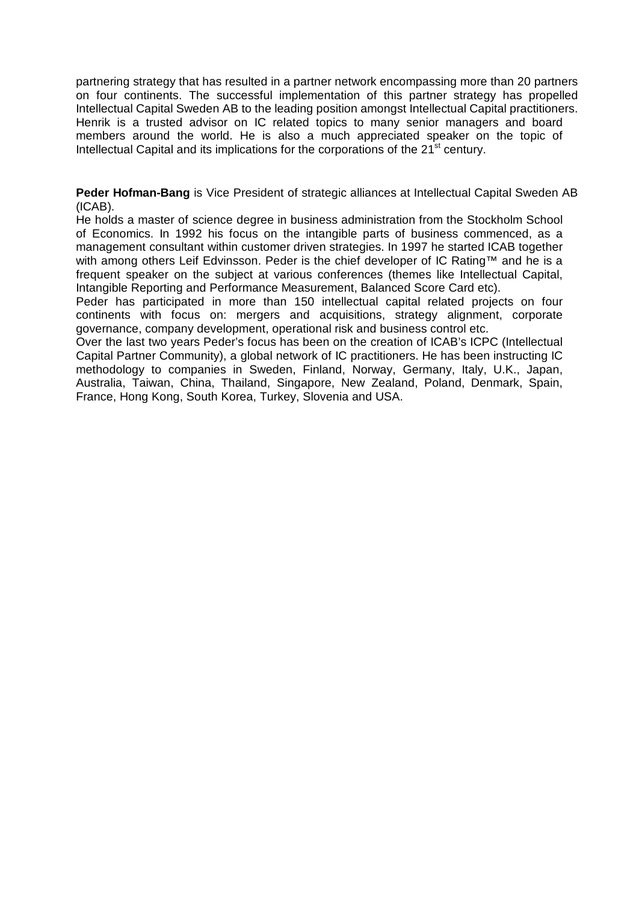partnering strategy that has resulted in a partner network encompassing more than 20 partners on four continents. The successful implementation of this partner strategy has propelled Intellectual Capital Sweden AB to the leading position amongst Intellectual Capital practitioners. Henrik is a trusted advisor on IC related topics to many senior managers and board members around the world. He is also a much appreciated speaker on the topic of Intellectual Capital and its implications for the corporations of the 21st century.

**Peder Hofman-Bang** is Vice President of strategic alliances at Intellectual Capital Sweden AB (ICAB).
He holds a master of science degree in business administration from the Stockholm School of Economics. In 1992 his focus on the intangible parts of business commenced, as a management consultant within customer driven strategies. In 1997 he started ICAB together with among others Leif Edvinsson. Peder is the chief developer of IC Rating™ and he is a frequent speaker on the subject at various conferences (themes like Intellectual Capital, Intangible Reporting and Performance Measurement, Balanced Score Card etc).
Peder has participated in more than 150 intellectual capital related projects on four continents with focus on: mergers and acquisitions, strategy alignment, corporate governance, company development, operational risk and business control etc.
Over the last two years Peder's focus has been on the creation of ICAB's ICPC (Intellectual Capital Partner Community), a global network of IC practitioners. He has been instructing IC methodology to companies in Sweden, Finland, Norway, Germany, Italy, U.K., Japan, Australia, Taiwan, China, Thailand, Singapore, New Zealand, Poland, Denmark, Spain, France, Hong Kong, South Korea, Turkey, Slovenia and USA.